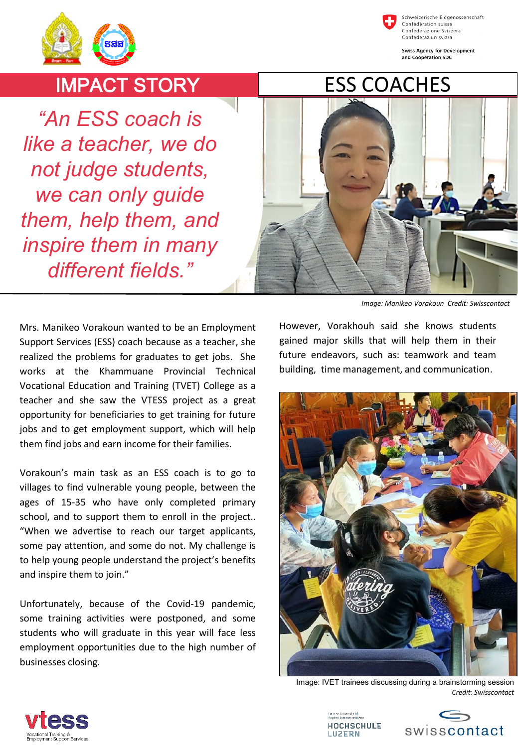# IMPACT STORY

# ESS COACHES

*"An ESS coach is like a teacher, we do not judge students, we can only guide them, help them, and inspire them in many different fields."*

*Image: Manikeo Vorakoun Credit: Swisscontact*

Mrs. Manikeo Vorakoun wanted to be an Employment Support Services (ESS) coach because as a teacher, she realized the problems for graduates to get jobs. She works at the Khammuane Provincial Technical Vocational Education and Training (TVET) College as a teacher and she saw the VTESS project as a great opportunity for beneficiaries to get training for future jobs and to get employment support, which will help them find jobs and earn income for their families.

Vorakoun's main task as an ESS coach is to go to villages to find vulnerable young people, between the ages of 15-35 who have only completed primary school, and to support them to enroll in the project.. "When we advertise to reach our target applicants, some pay attention, and some do not. My challenge is to help young people understand the project's benefits and inspire them to join."

Unfortunately, because of the Covid-19 pandemic, some training activities were postponed, and some students who will graduate in this year will face less employment opportunities due to the high number of businesses closing.

However, Vorakhouh said she knows students gained major skills that will help them in their future endeavors, such as: teamwork and team building, time management, and communication.

Image: IVET trainees discussing during a brainstorming session
*Credit: Swisscontact*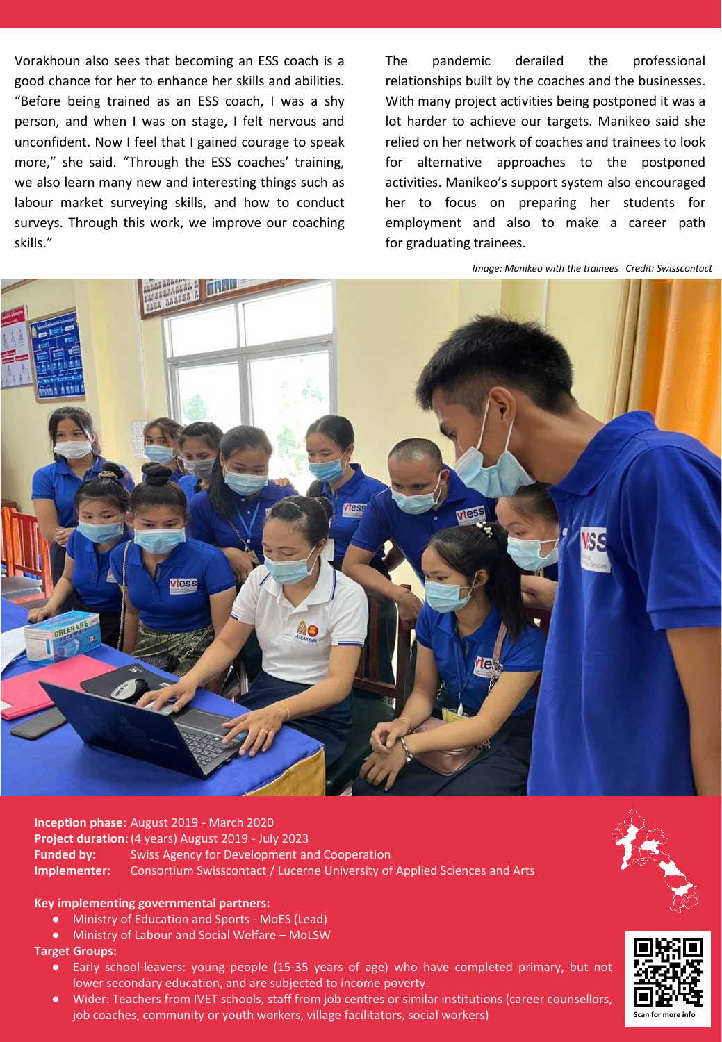Vorakhoun also sees that becoming an ESS coach is a good chance for her to enhance her skills and abilities. "Before being trained as an ESS coach, I was a shy person, and when I was on stage, I felt nervous and unconfident. Now I feel that I gained courage to speak more," she said. "Through the ESS coaches' training, we also learn many new and interesting things such as labour market surveying skills, and how to conduct surveys. Through this work, we improve our coaching skills."

The pandemic derailed the professional relationships built by the coaches and the businesses. With many project activities being postponed it was a lot harder to achieve our targets. Manikeo said she relied on her network of coaches and trainees to look for alternative approaches to the postponed activities. Manikeo's support system also encouraged her to focus on preparing her students for employment and also to make a career path for graduating trainees.

*Image: Manikeo with the trainees Credit: Swisscontact*

**Inception phase:** August 2019 - March 2020
**Project duration:** (4 years) August 2019 - July 2023
**Funded by:** Swiss Agency for Development and Cooperation
**Implementer:** Consortium Swisscontact / Lucerne University of Applied Sciences and Arts

**Key implementing governmental partners:**

- Ministry of Education and Sports - MoES (Lead)
- Ministry of Labour and Social Welfare – MoLSW

**Target Groups:**

- Early school-leavers: young people (15-35 years of age) who have completed primary, but not lower secondary education, and are subjected to income poverty.
- Wider: Teachers from IVET schools, staff from job centres or similar institutions (career counsellors, job coaches, community or youth workers, village facilitators, social workers)

Scan for more info